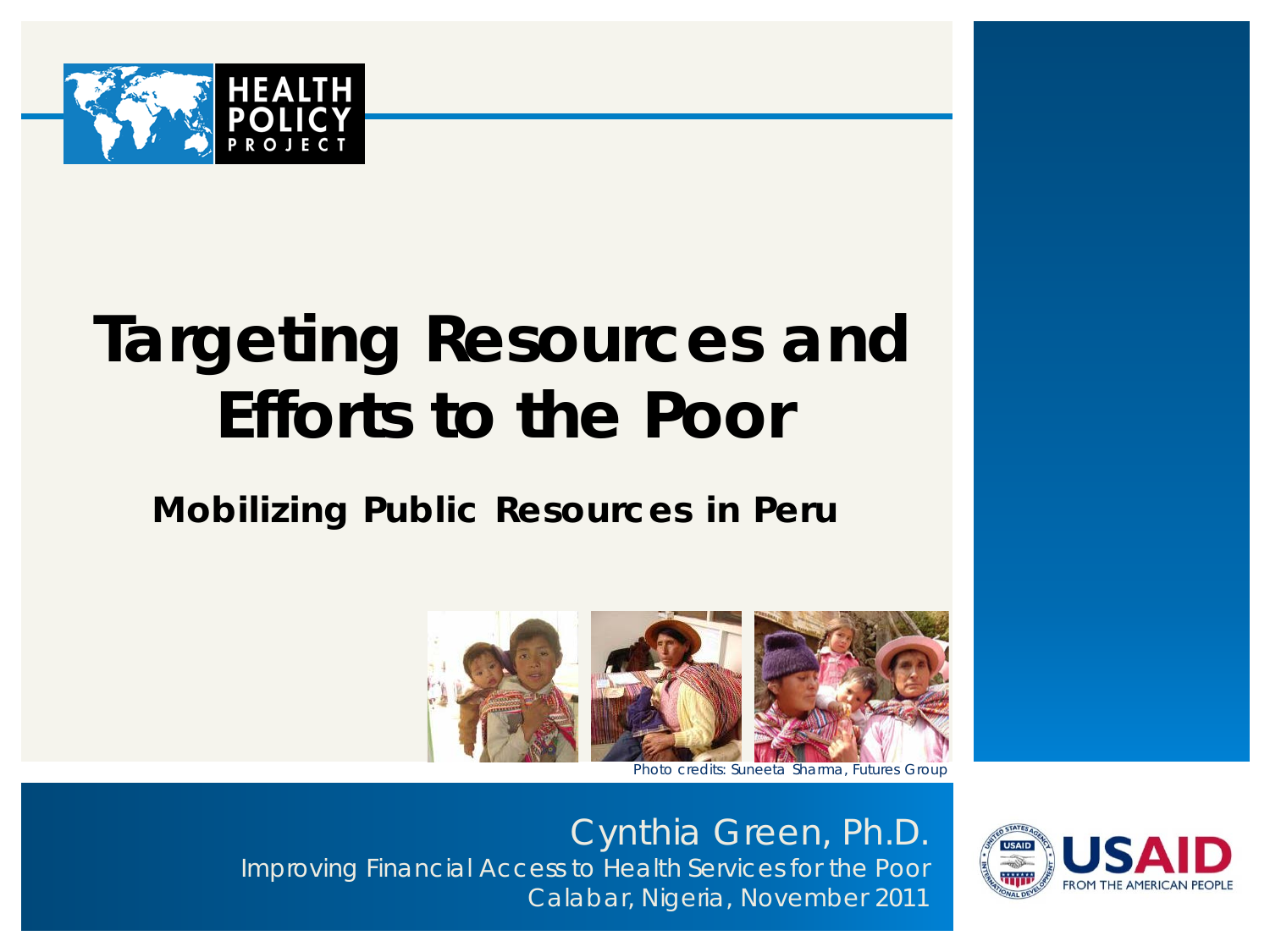# Targeting Resources and Efforts to the Poor

## Mobilizing Public Resources in Peru

*Photo credits: Suneeta Sharma, Futures Group*

Cynthia Green, Ph.D.

Improving Financial Access to Health Services for the Poor

Calabar, Nigeria, November 2011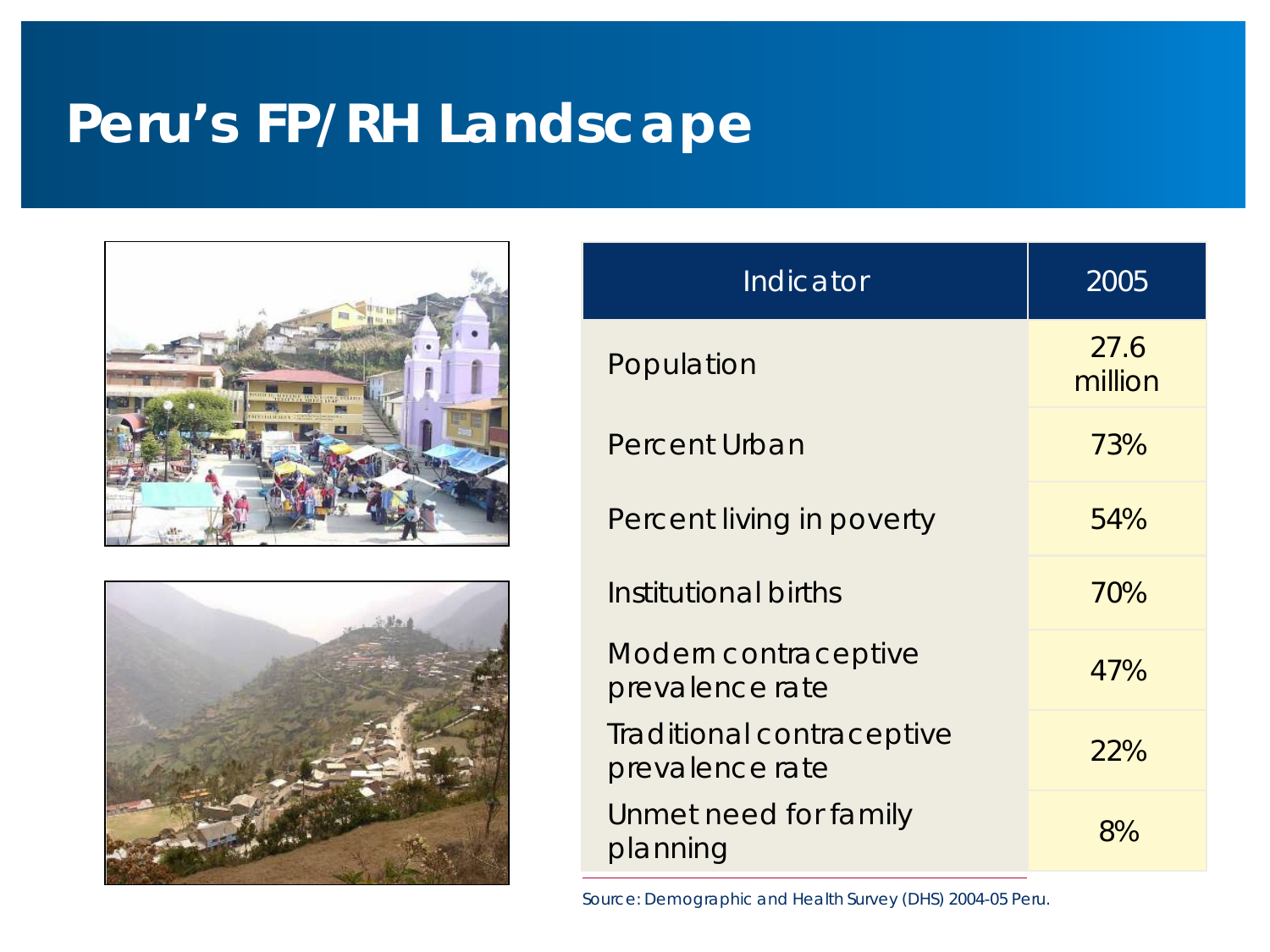# Peru's FP/RH Landscape

| Indicator | 2005 |
|---|---|
| Population | 27.6 million |
| Percent Urban | 73% |
| Percent living in poverty | 54% |
| Institutional births | 70% |
| Modern contraceptive prevalence rate | 47% |
| Traditional contraceptive prevalence rate | 22% |
| Unmet need for family planning | 8% |

*Source: Demographic and Health Survey (DHS) 2004-05 Peru.*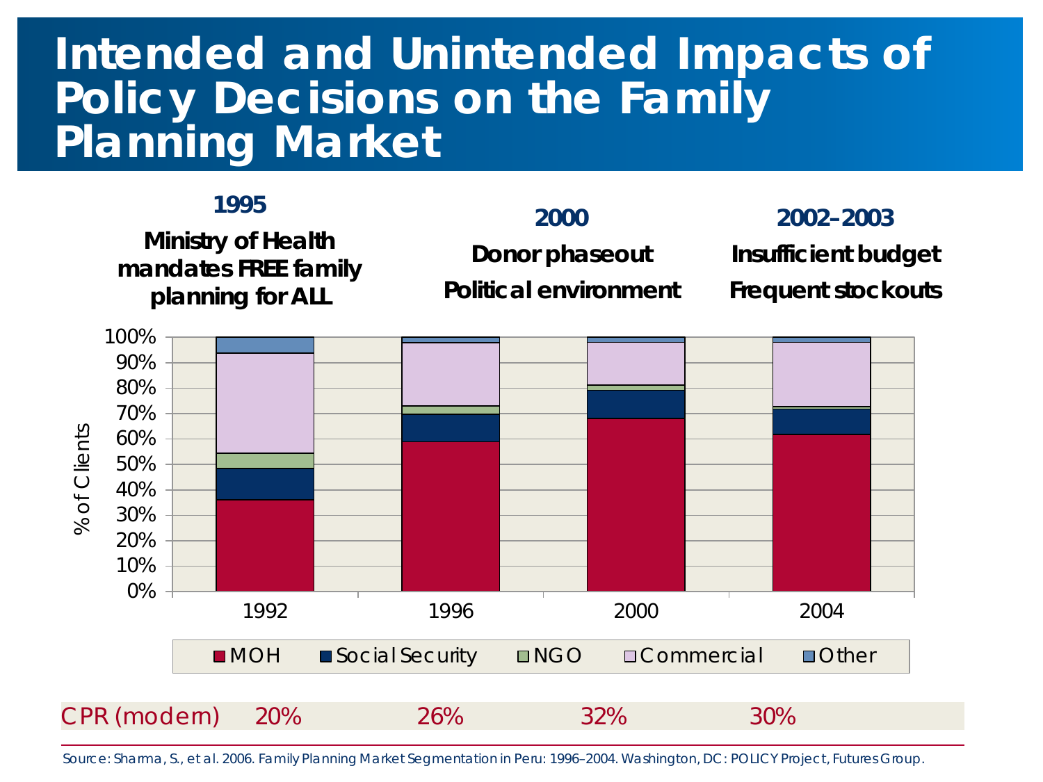# Intended and Unintended Impacts of Policy Decisions on the Family Planning Market

**1995**
**Ministry of Health mandates FREE family planning for ALL**

**2000**
**Donor phaseout**
**Political environment**

**2002–2003**
**Insufficient budget**
**Frequent stockouts**

% of Clients

100%
90%
80%
70%
60%
50%
40%
30%
20%
10%
0%

1992 | 1996 | 2000 | 2004

■ MOH ■ Social Security ■ NGO ■ Commercial ■ Other

| CPR (modern) | 20% | 26% | 32% | 30% |
|---|---|---|---|---|

Source: Sharma, S., et al. 2006. Family Planning Market Segmentation in Peru: 1996–2004. Washington, DC: POLICY Project, Futures Group.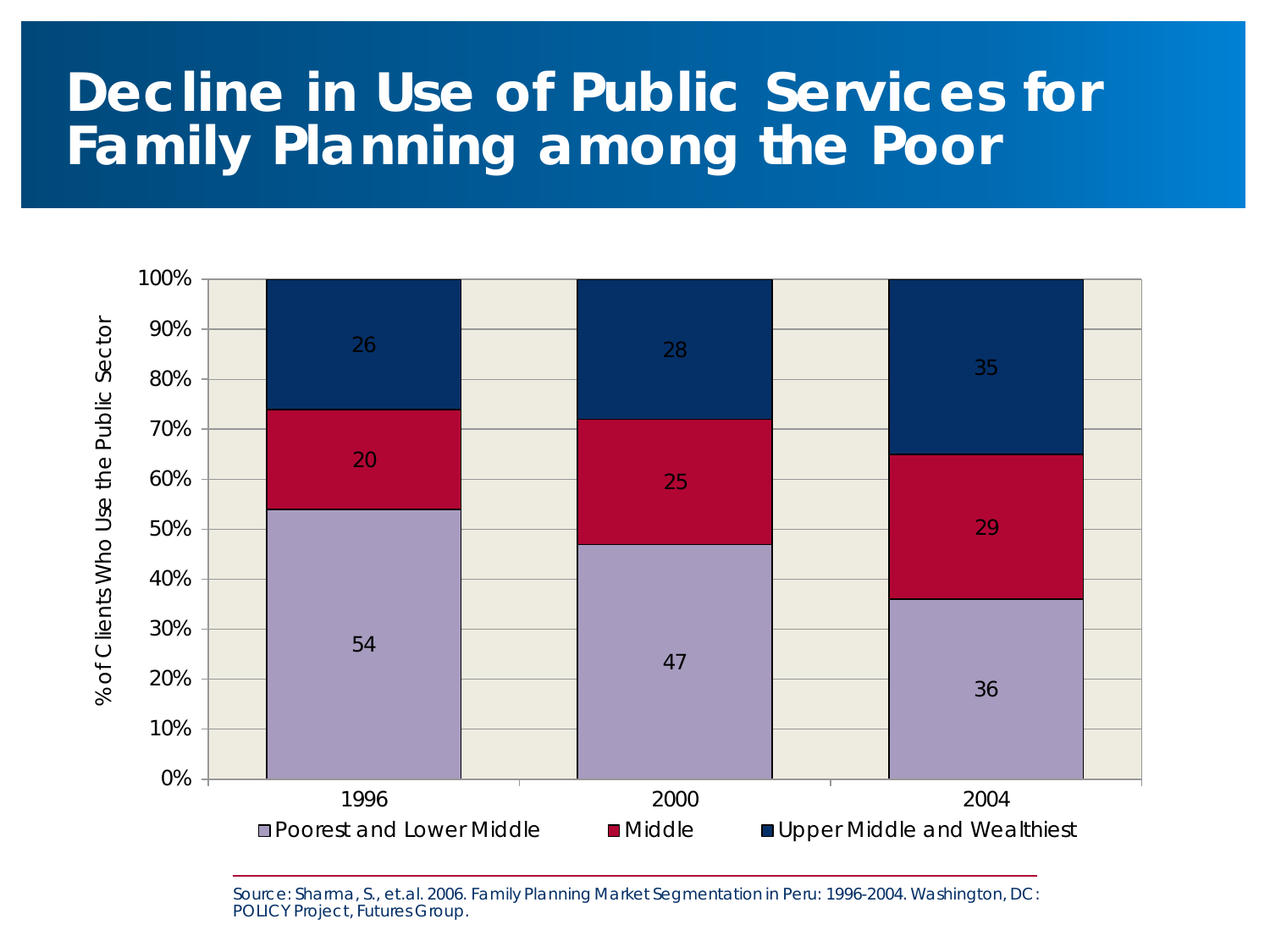# Decline in Use of Public Services for Family Planning among the Poor

| % of Clients Who Use the Public Sector | 1996 | 2000 | 2004 |
|---|---|---|---|
| Poorest and Lower Middle | 54 | 47 | 36 |
| Middle | 20 | 25 | 29 |
| Upper Middle and Wealthiest | 26 | 28 | 35 |

*Source: Sharma, S., et.al. 2006. Family Planning Market Segmentation in Peru: 1996-2004. Washington, DC: POLICY Project, Futures Group.*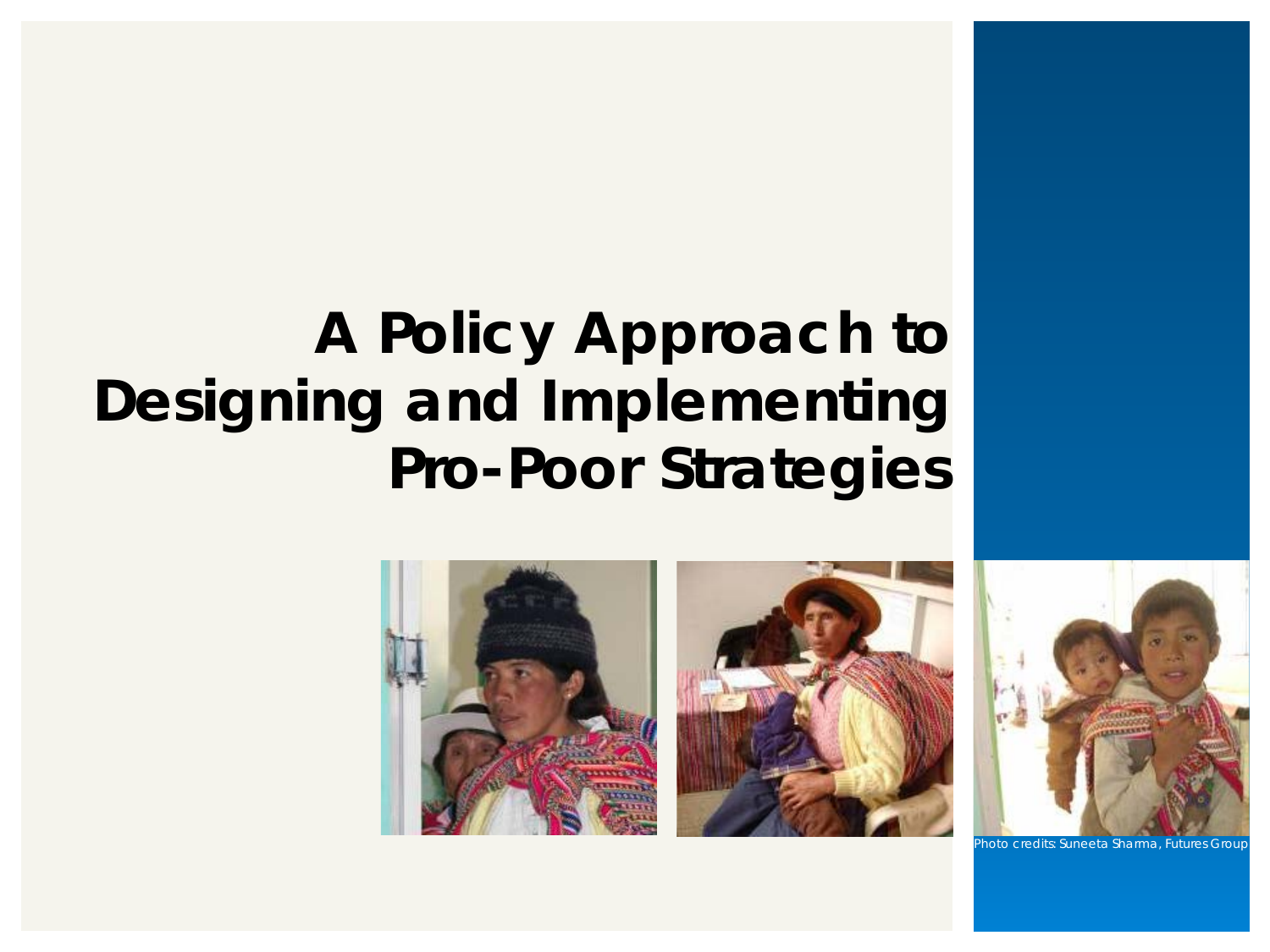# A Policy Approach to Designing and Implementing Pro-Poor Strategies

Photo credits: Suneeta Sharma, Futures Group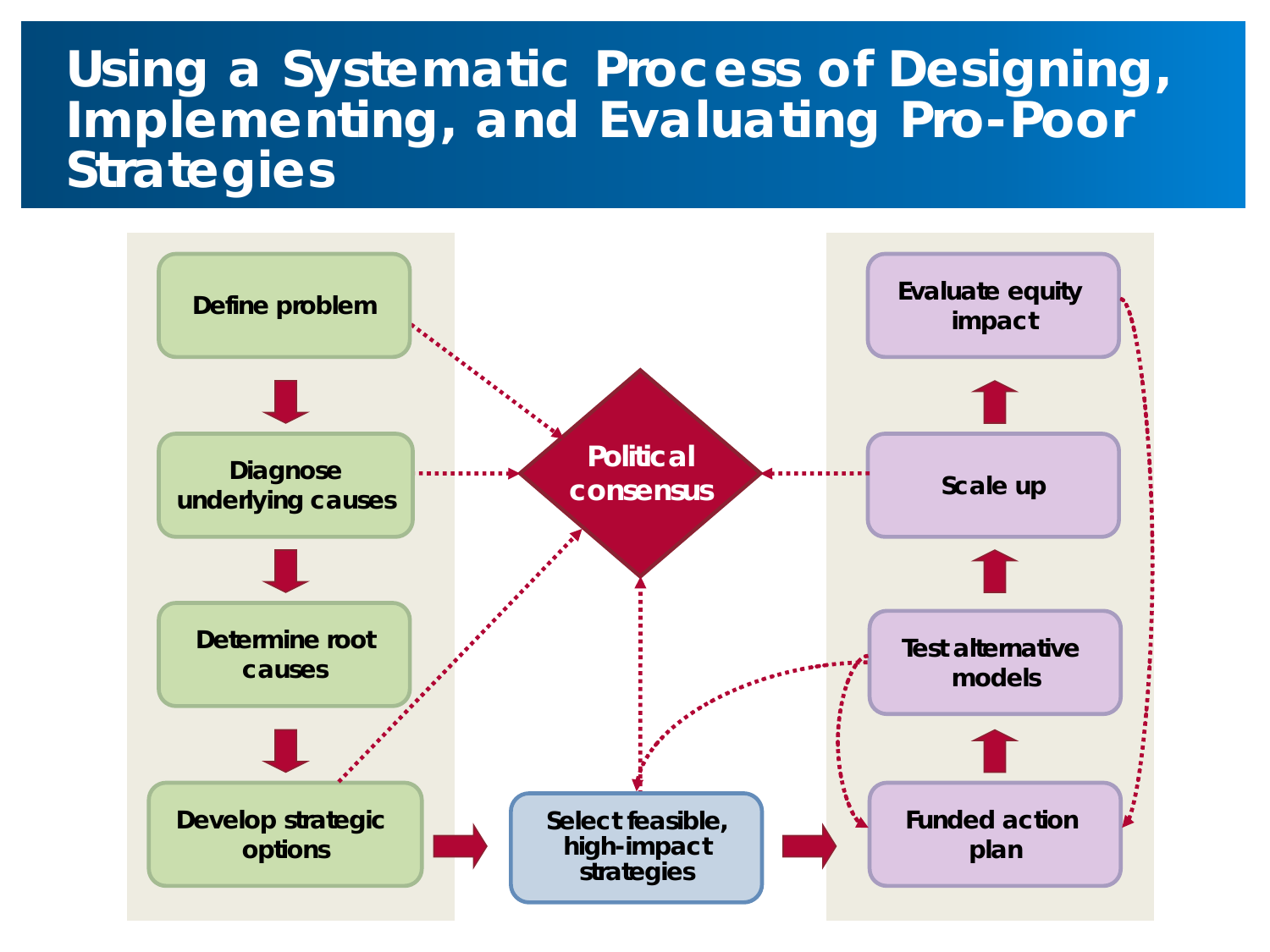# Using a Systematic Process of Designing, Implementing, and Evaluating Pro-Poor Strategies

Define problem

Diagnose underlying causes

Determine root causes

Develop strategic options

Political consensus

Select feasible, high-impact strategies

Funded action plan

Test alternative models

Scale up

Evaluate equity impact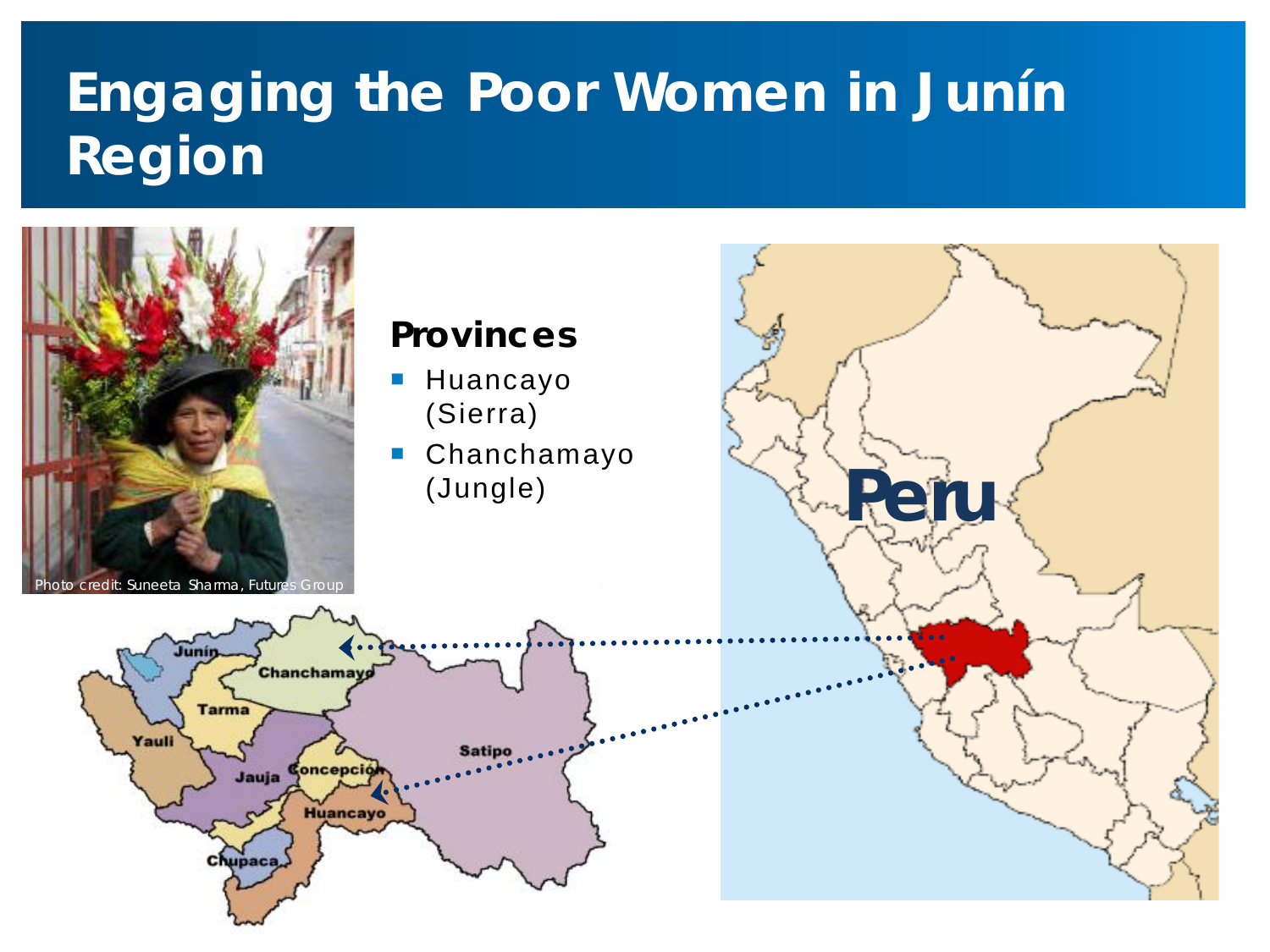# Engaging the Poor Women in Junín Region

Photo credit: Suneeta Sharma, Futures Group

**Provinces**

- Huancayo (Sierra)
- Chanchamayo (Jungle)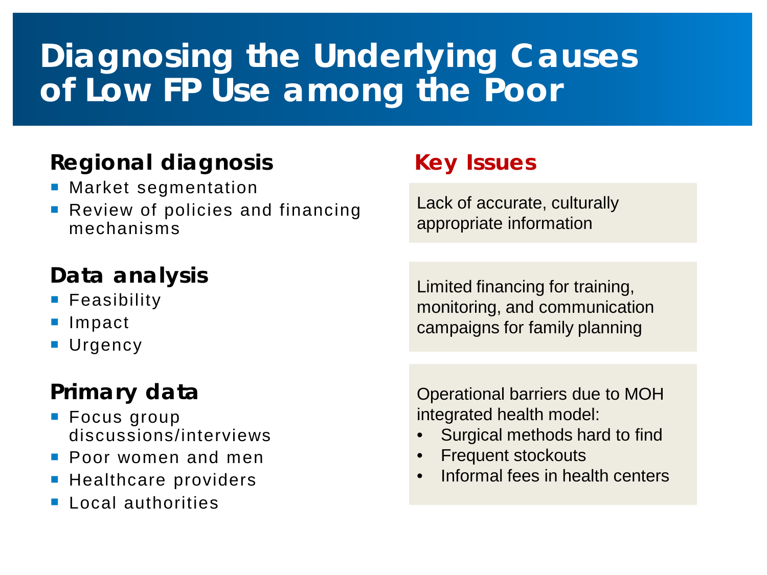# Diagnosing the Underlying Causes of Low FP Use among the Poor

### Regional diagnosis

- Market segmentation
- Review of policies and financing mechanisms

### Data analysis

- Feasibility
- Impact
- Urgency

### Primary data

- Focus group discussions/interviews
- Poor women and men
- Healthcare providers
- Local authorities

### Key Issues

Lack of accurate, culturally appropriate information

Limited financing for training, monitoring, and communication campaigns for family planning

Operational barriers due to MOH integrated health model:

- Surgical methods hard to find
- Frequent stockouts
- Informal fees in health centers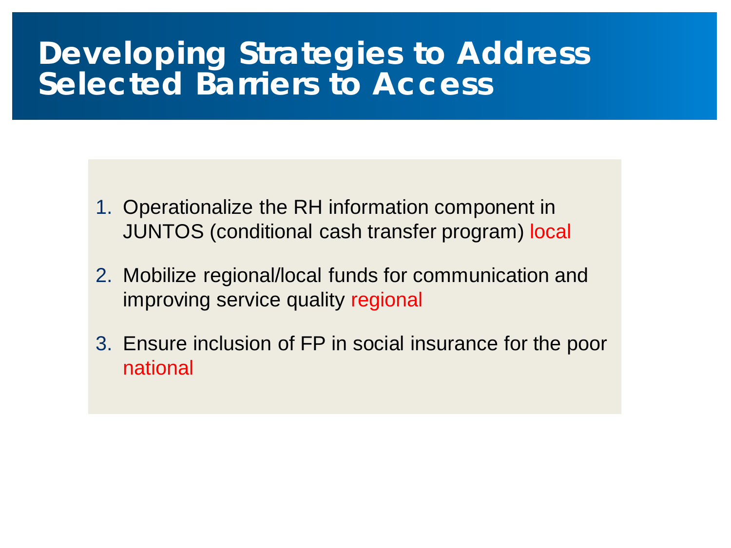# Developing Strategies to Address Selected Barriers to Access

1. Operationalize the RH information component in JUNTOS (conditional cash transfer program) local
2. Mobilize regional/local funds for communication and improving service quality regional
3. Ensure inclusion of FP in social insurance for the poor national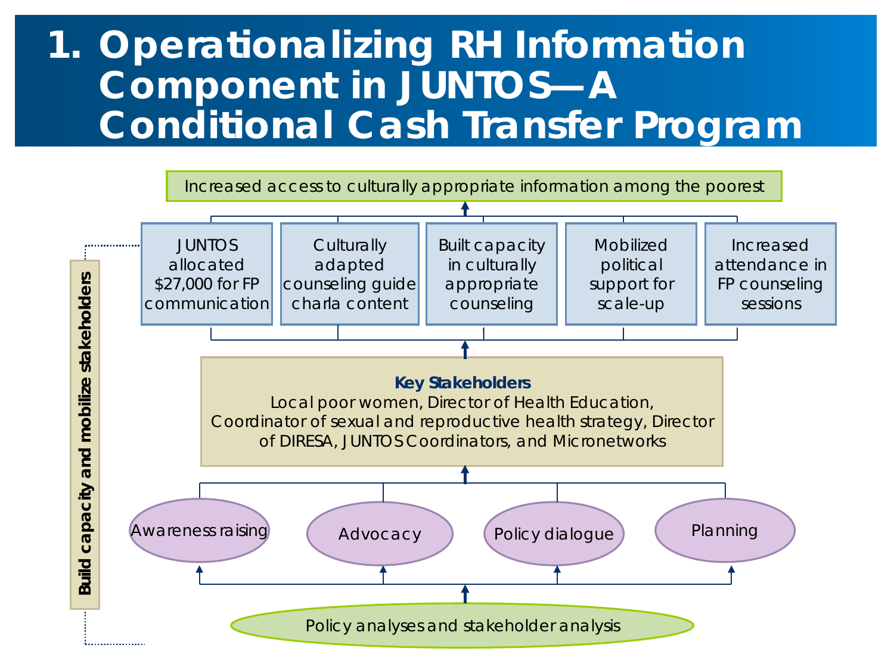# 1. Operationalizing RH Information Component in JUNTOS—A Conditional Cash Transfer Program

Increased access to culturally appropriate information among the poorest

- JUNTOS allocated $27,000 for FP communication
- Culturally adapted counseling guide charla content
- Built capacity in culturally appropriate counseling
- Mobilized political support for scale-up
- Increased attendance in FP counseling sessions

**Key Stakeholders**

Local poor women, Director of Health Education, Coordinator of sexual and reproductive health strategy, Director of DIRESA, JUNTOS Coordinators, and Micronetworks

- Awareness raising
- Advocacy
- Policy dialogue
- Planning

Policy analyses and stakeholder analysis

**Build capacity and mobilize stakeholders**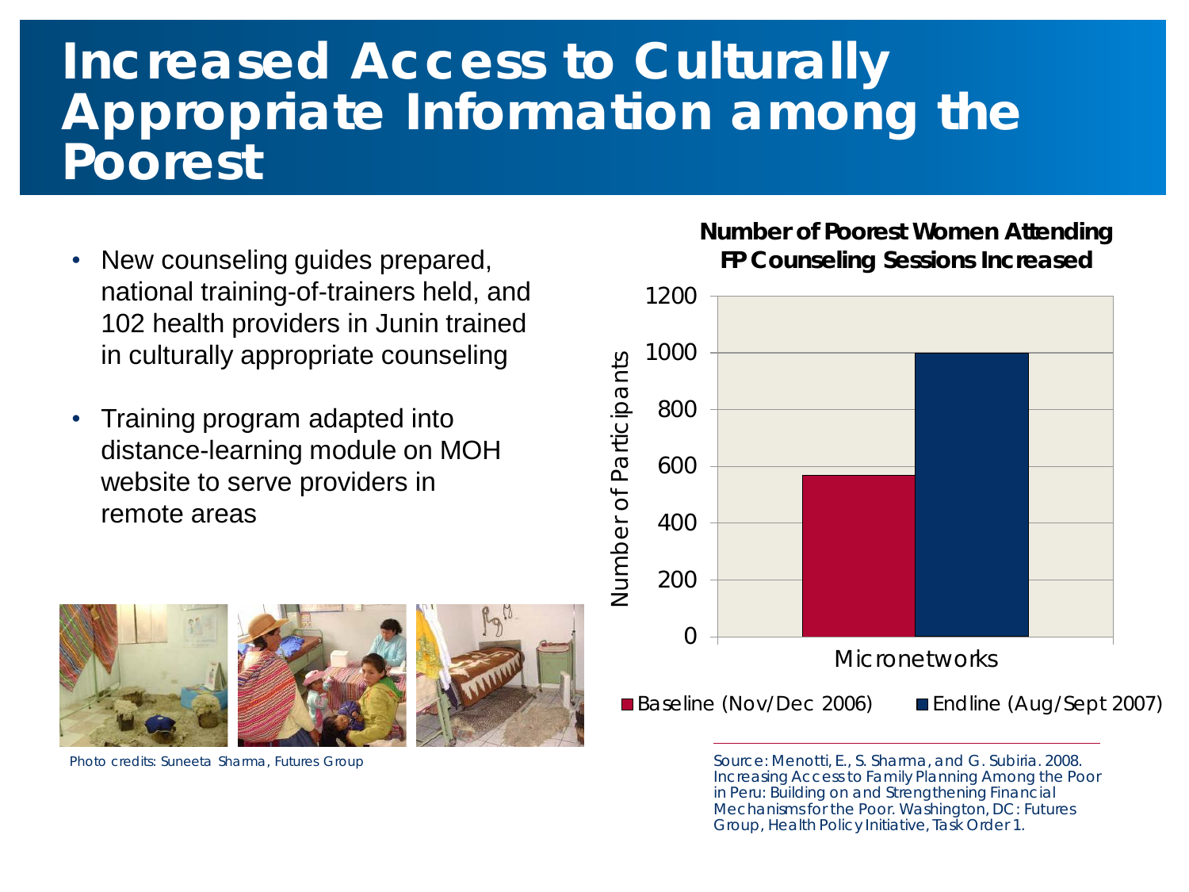# Increased Access to Culturally Appropriate Information among the Poorest

- New counseling guides prepared, national training-of-trainers held, and 102 health providers in Junin trained in culturally appropriate counseling
- Training program adapted into distance-learning module on MOH website to serve providers in remote areas

Photo credits: Suneeta Sharma, Futures Group

**Number of Poorest Women Attending FP Counseling Sessions Increased**

| Micronetworks | Number of Participants |
|---|---|
| Baseline (Nov/Dec 2006) | ~570 |
| Endline (Aug/Sept 2007) | ~1000 |

Source: Menotti, E., S. Sharma, and G. Subiria. 2008. Increasing Access to Family Planning Among the Poor in Peru: Building on and Strengthening Financial Mechanisms for the Poor. Washington, DC: Futures Group, Health Policy Initiative, Task Order 1.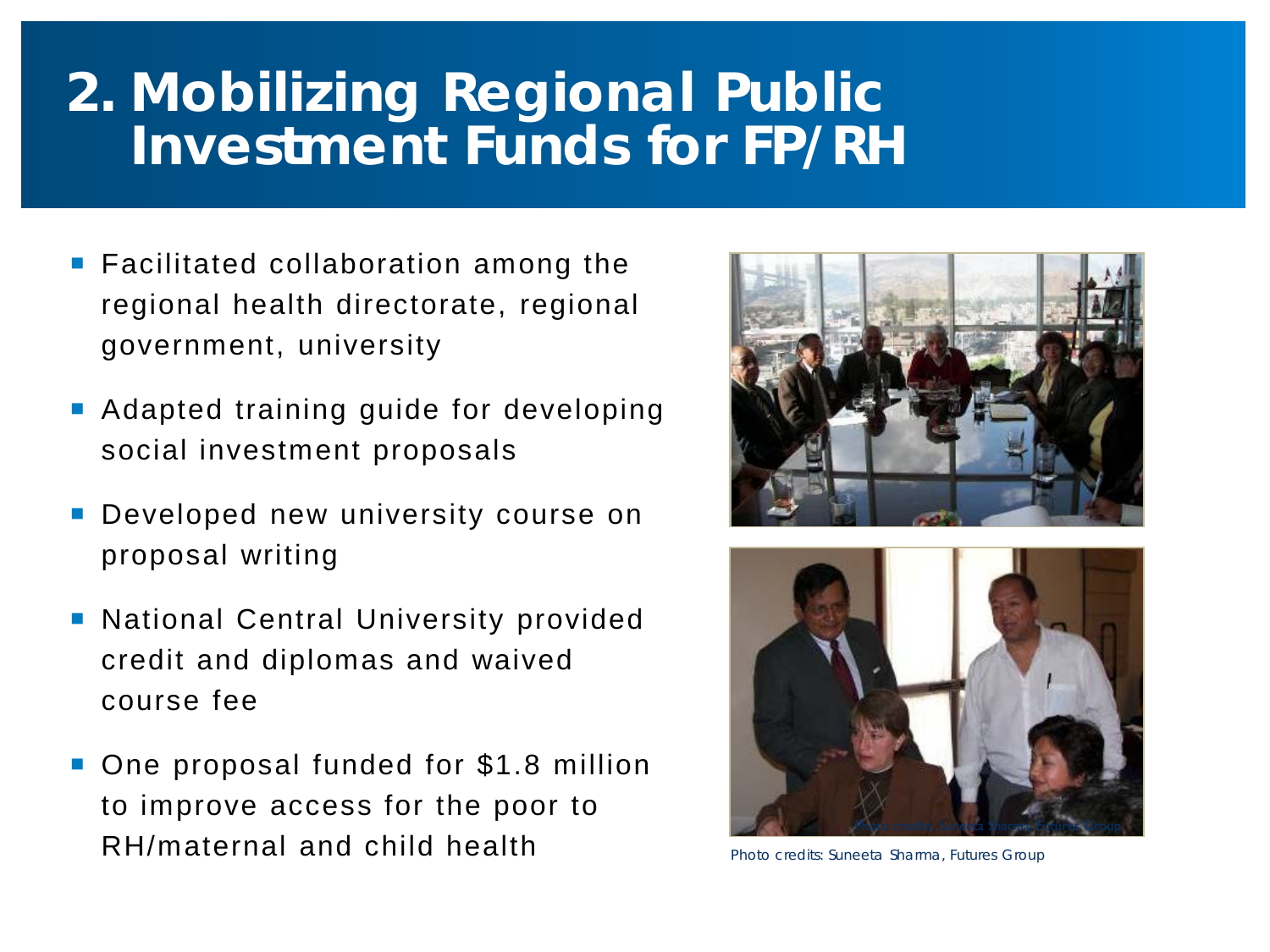# 2. Mobilizing Regional Public Investment Funds for FP/RH

- Facilitated collaboration among the regional health directorate, regional government, university
- Adapted training guide for developing social investment proposals
- Developed new university course on proposal writing
- National Central University provided credit and diplomas and waived course fee
- One proposal funded for $1.8 million to improve access for the poor to RH/maternal and child health

Photo credits: Suneeta Sharma, Futures Group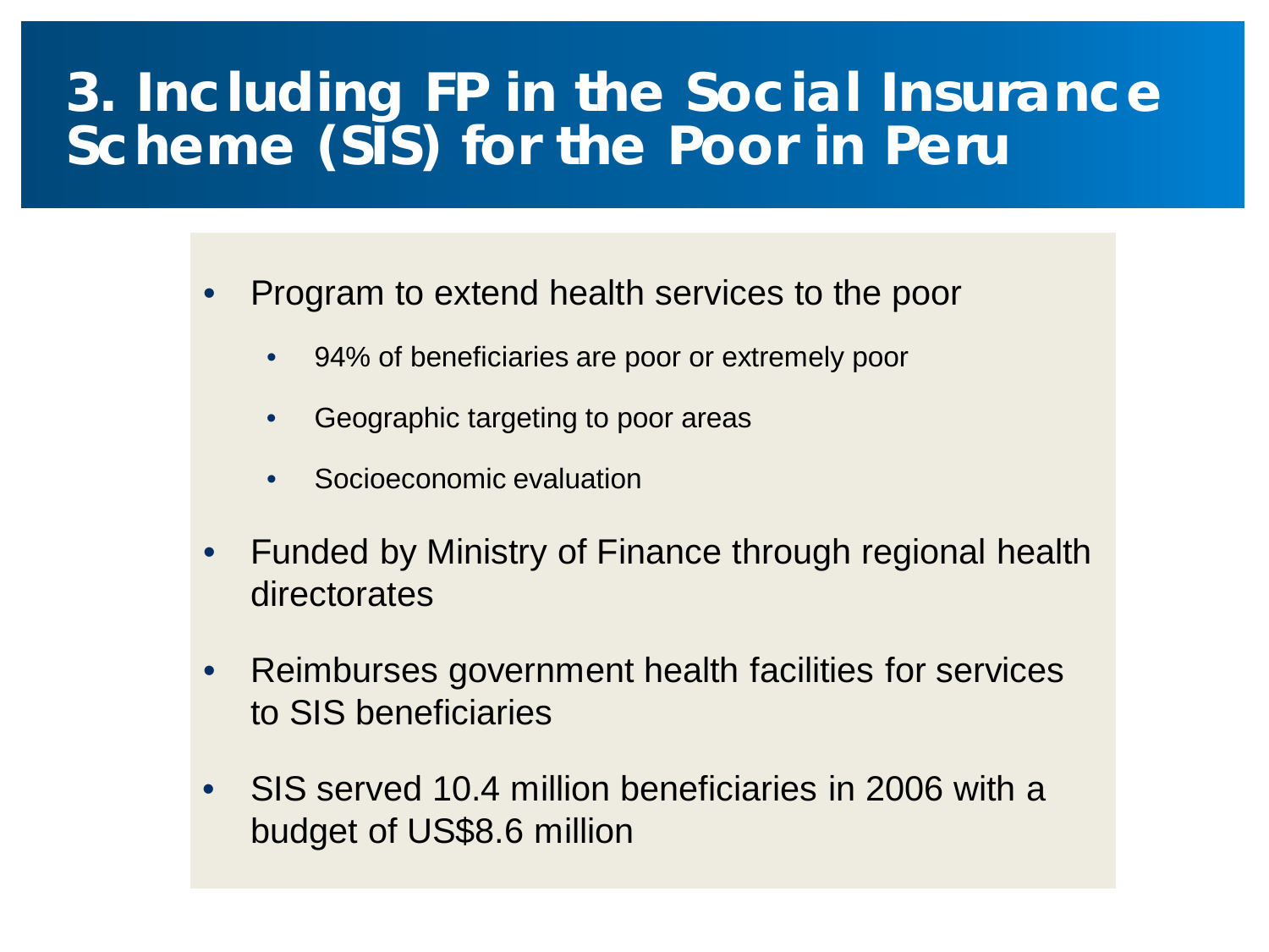# 3. Including FP in the Social Insurance Scheme (SIS) for the Poor in Peru

- Program to extend health services to the poor
  - 94% of beneficiaries are poor or extremely poor
  - Geographic targeting to poor areas
  - Socioeconomic evaluation
- Funded by Ministry of Finance through regional health directorates
- Reimburses government health facilities for services to SIS beneficiaries
- SIS served 10.4 million beneficiaries in 2006 with a budget of US$8.6 million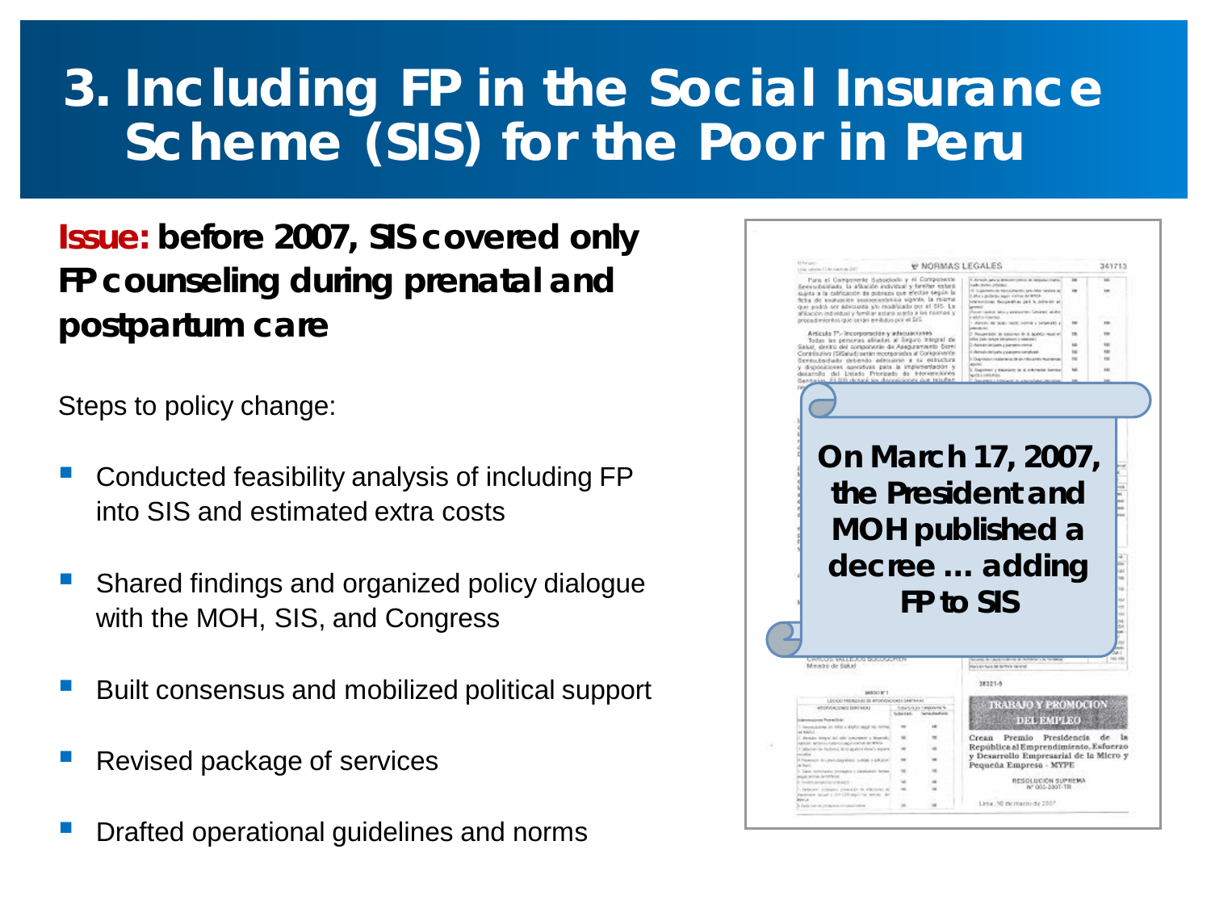# 3. Including FP in the Social Insurance Scheme (SIS) for the Poor in Peru

**Issue: before 2007, SIS covered only FP counseling during prenatal and postpartum care**

Steps to policy change:

- Conducted feasibility analysis of including FP into SIS and estimated extra costs
- Shared findings and organized policy dialogue with the MOH, SIS, and Congress
- Built consensus and mobilized political support
- Revised package of services
- Drafted operational guidelines and norms

**On March 17, 2007, the President and MOH published a decree … adding FP to SIS**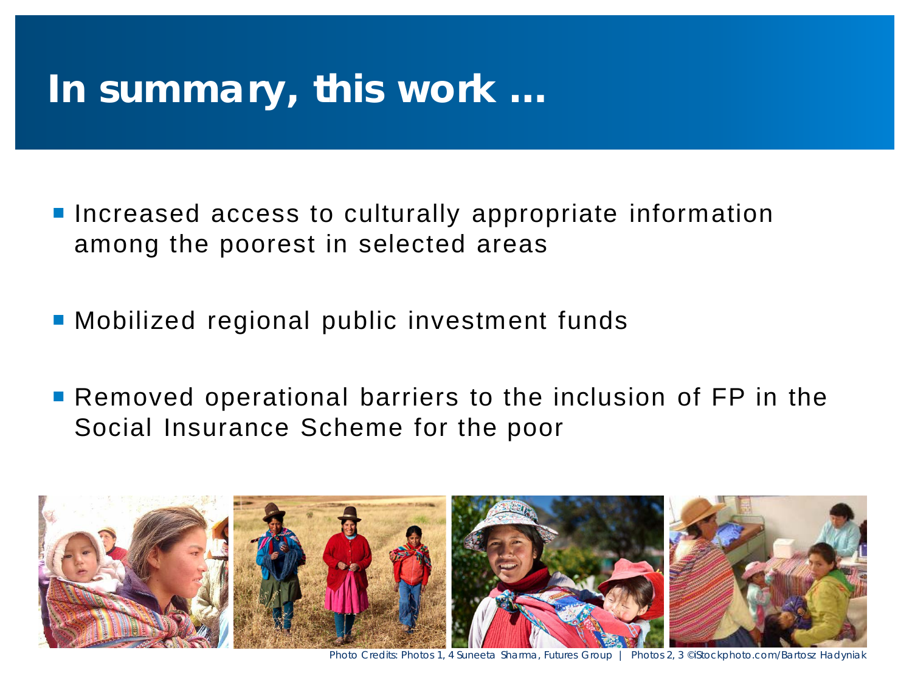# In summary, this work …

- Increased access to culturally appropriate information among the poorest in selected areas
- Mobilized regional public investment funds
- Removed operational barriers to the inclusion of FP in the Social Insurance Scheme for the poor

Photo Credits: Photos 1, 4 Suneeta Sharma, Futures Group | Photos 2, 3 ©iStockphoto.com/Bartosz Hadyniak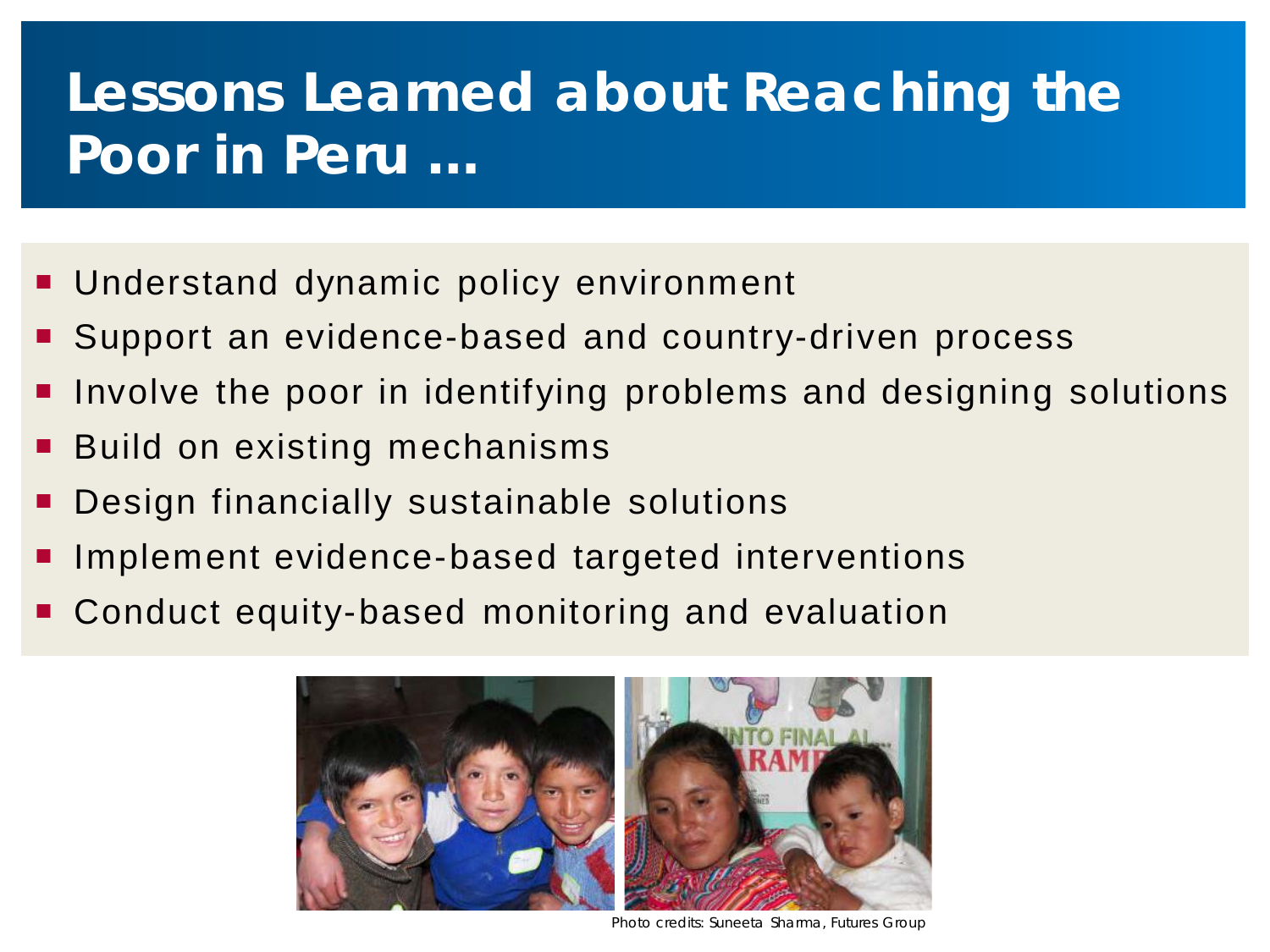# Lessons Learned about Reaching the Poor in Peru …

- Understand dynamic policy environment
- Support an evidence-based and country-driven process
- Involve the poor in identifying problems and designing solutions
- Build on existing mechanisms
- Design financially sustainable solutions
- Implement evidence-based targeted interventions
- Conduct equity-based monitoring and evaluation

Photo credits: Suneeta Sharma, Futures Group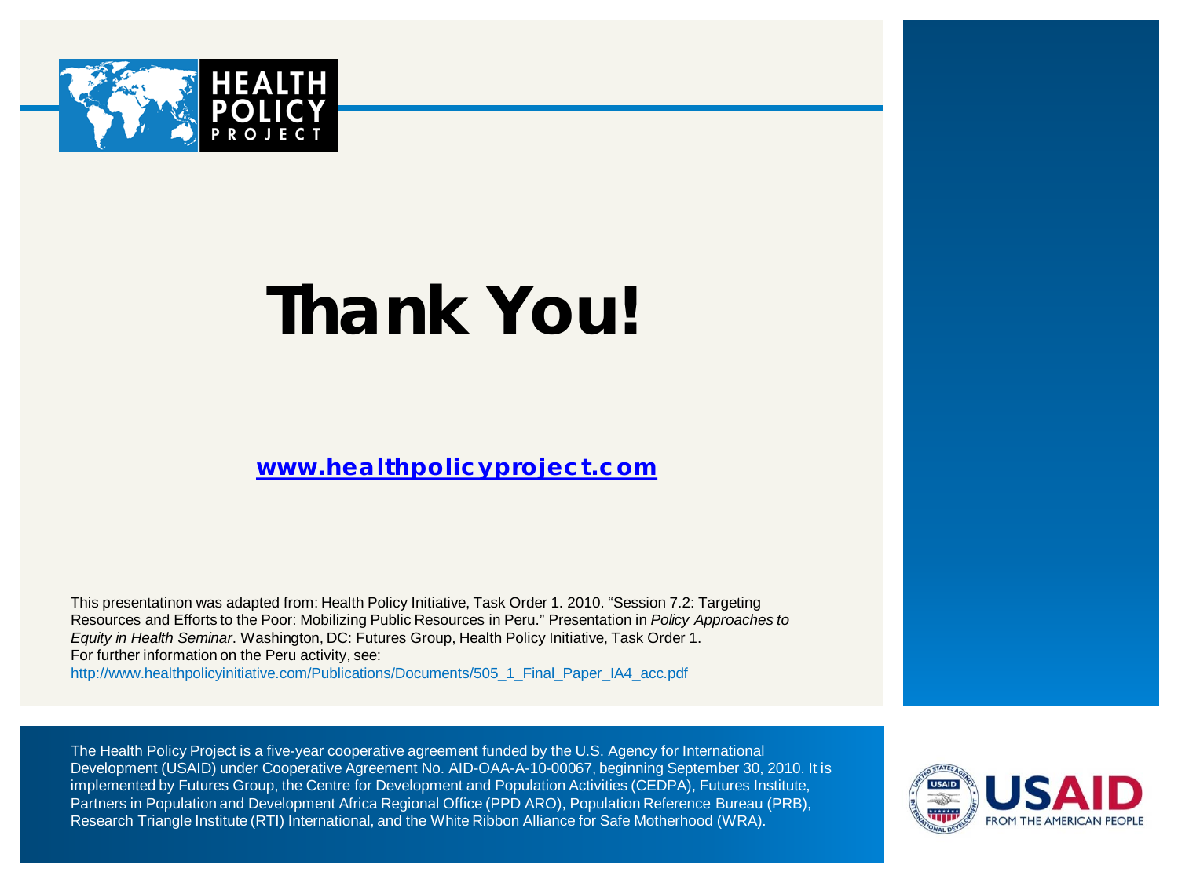# Thank You!

[www.healthpolicyproject.com](http://www.healthpolicyproject.com)

This presentatinon was adapted from: Health Policy Initiative, Task Order 1. 2010. "Session 7.2: Targeting Resources and Efforts to the Poor: Mobilizing Public Resources in Peru." Presentation in *Policy Approaches to Equity in Health Seminar*. Washington, DC: Futures Group, Health Policy Initiative, Task Order 1.
For further information on the Peru activity, see:
http://www.healthpolicyinitiative.com/Publications/Documents/505_1_Final_Paper_IA4_acc.pdf

The Health Policy Project is a five-year cooperative agreement funded by the U.S. Agency for International Development (USAID) under Cooperative Agreement No. AID-OAA-A-10-00067, beginning September 30, 2010. It is implemented by Futures Group, the Centre for Development and Population Activities (CEDPA), Futures Institute, Partners in Population and Development Africa Regional Office (PPD ARO), Population Reference Bureau (PRB), Research Triangle Institute (RTI) International, and the White Ribbon Alliance for Safe Motherhood (WRA).